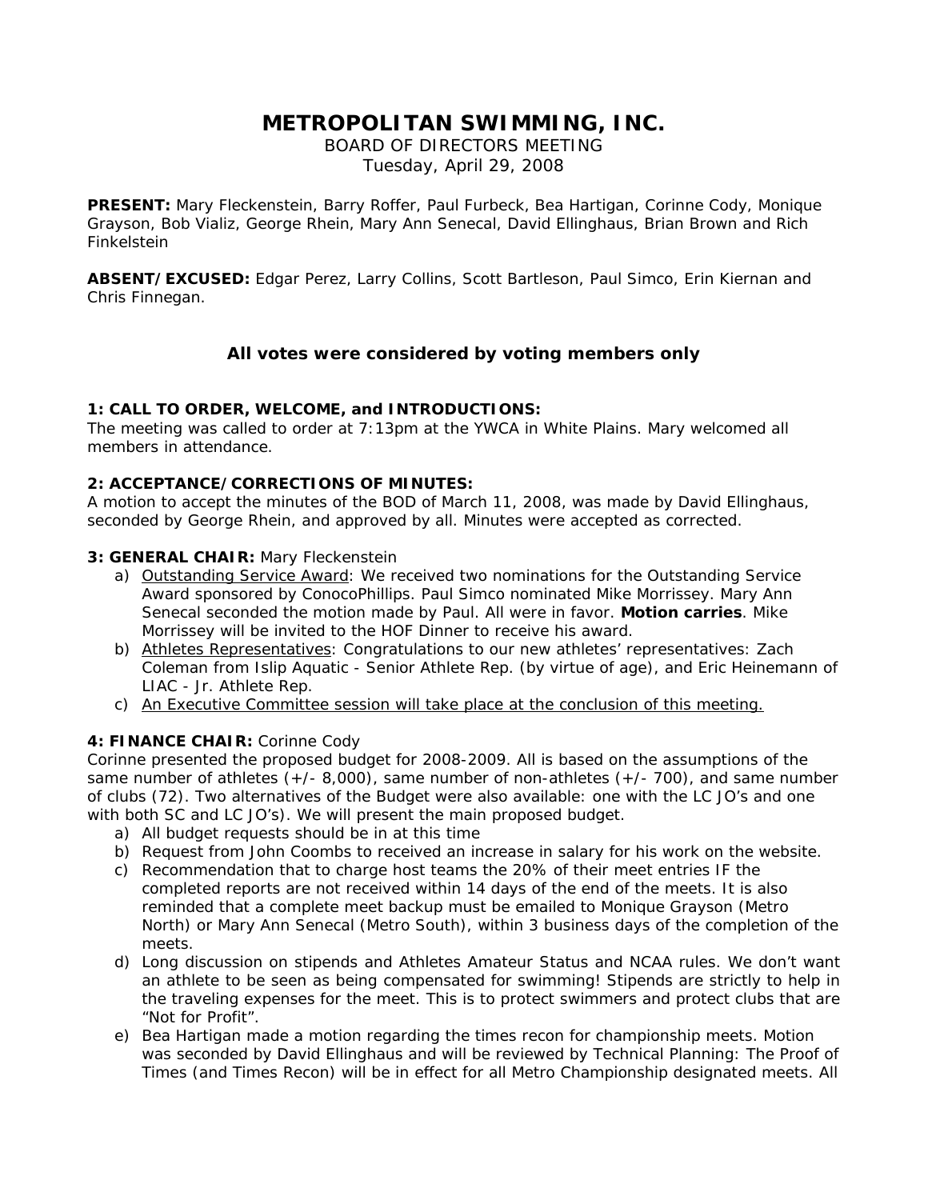# METROPOLITAN SWIMMING, INC.

BOARD OF DIRECTORS MEETING
Tuesday, April 29, 2008

**PRESENT:** Mary Fleckenstein, Barry Roffer, Paul Furbeck, Bea Hartigan, Corinne Cody, Monique Grayson, Bob Vializ, George Rhein, Mary Ann Senecal, David Ellinghaus, Brian Brown and Rich Finkelstein

**ABSENT/EXCUSED:** Edgar Perez, Larry Collins, Scott Bartleson, Paul Simco, Erin Kiernan and Chris Finnegan.

### All votes were considered by voting members only

**1: CALL TO ORDER, WELCOME, and INTRODUCTIONS:**
The meeting was called to order at 7:13pm at the YWCA in White Plains. Mary welcomed all members in attendance.

**2: ACCEPTANCE/CORRECTIONS OF MINUTES:**
A motion to accept the minutes of the BOD of March 11, 2008, was made by David Ellinghaus, seconded by George Rhein, and approved by all. Minutes were accepted as corrected.

**3: GENERAL CHAIR:** Mary Fleckenstein

a) Outstanding Service Award: We received two nominations for the Outstanding Service Award sponsored by ConocoPhillips. Paul Simco nominated Mike Morrissey. Mary Ann Senecal seconded the motion made by Paul. All were in favor. **Motion carries**. Mike Morrissey will be invited to the HOF Dinner to receive his award.
b) Athletes Representatives: Congratulations to our new athletes' representatives: Zach Coleman from Islip Aquatic - Senior Athlete Rep. (by virtue of age), and Eric Heinemann of LIAC - Jr. Athlete Rep.
c) An Executive Committee session will take place at the conclusion of this meeting.

**4: FINANCE CHAIR:** Corinne Cody
Corinne presented the proposed budget for 2008-2009. All is based on the assumptions of the same number of athletes (+/- 8,000), same number of non-athletes (+/- 700), and same number of clubs (72). Two alternatives of the Budget were also available: one with the LC JO's and one with both SC and LC JO's). We will present the main proposed budget.

a) All budget requests should be in at this time
b) Request from John Coombs to received an increase in salary for his work on the website.
c) Recommendation that to charge host teams the 20% of their meet entries IF the completed reports are not received within 14 days of the end of the meets. It is also reminded that a complete meet backup must be emailed to Monique Grayson (Metro North) or Mary Ann Senecal (Metro South), within 3 business days of the completion of the meets.
d) Long discussion on stipends and Athletes Amateur Status and NCAA rules. We don't want an athlete to be seen as being compensated for swimming! Stipends are strictly to help in the traveling expenses for the meet. This is to protect swimmers and protect clubs that are "Not for Profit".
e) Bea Hartigan made a motion regarding the times recon for championship meets. Motion was seconded by David Ellinghaus and will be reviewed by Technical Planning: The Proof of Times (and Times Recon) will be in effect for all Metro Championship designated meets. All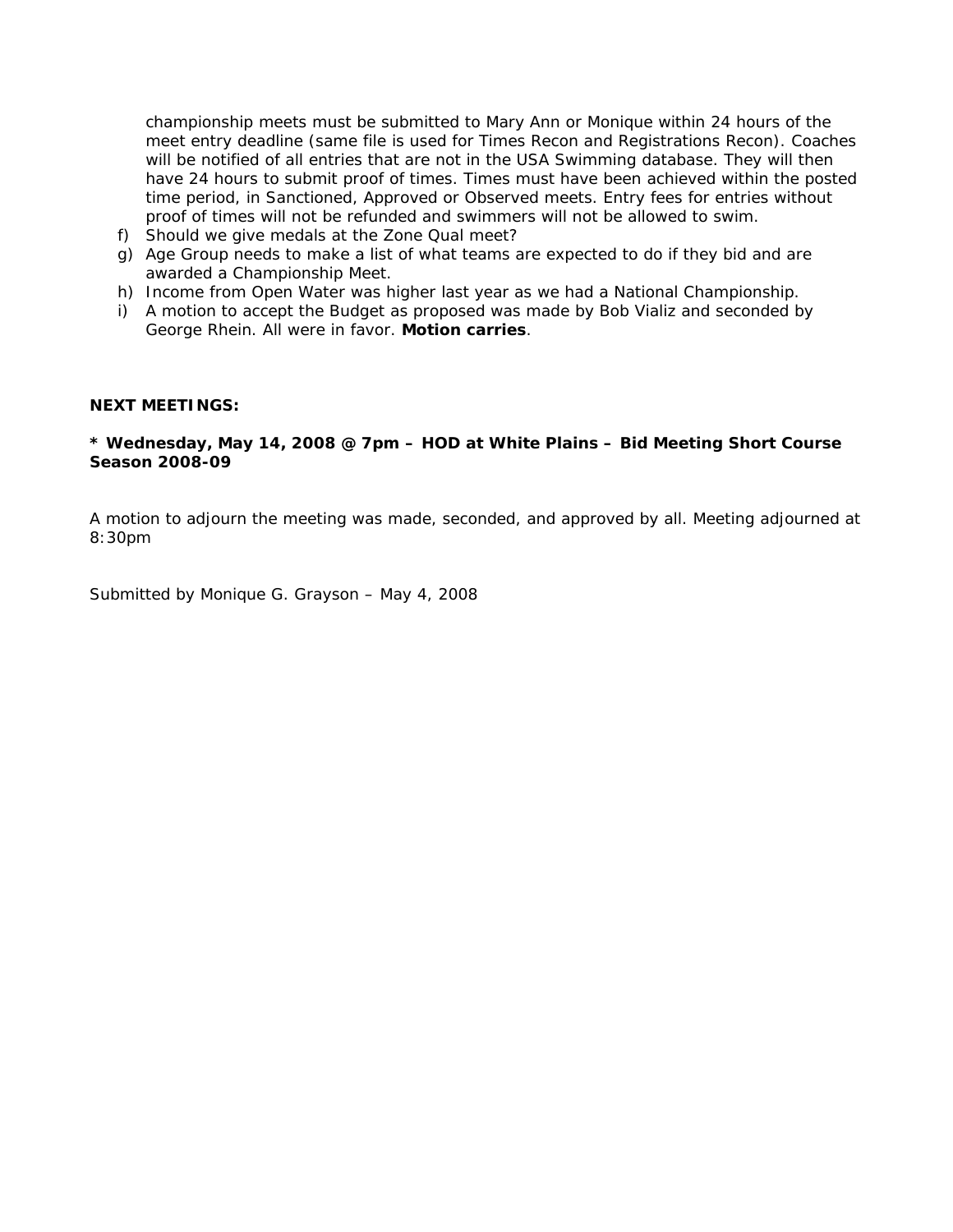championship meets must be submitted to Mary Ann or Monique within 24 hours of the meet entry deadline (same file is used for Times Recon and Registrations Recon). Coaches will be notified of all entries that are not in the USA Swimming database. They will then have 24 hours to submit proof of times. Times must have been achieved within the posted time period, in Sanctioned, Approved or Observed meets. Entry fees for entries without proof of times will not be refunded and swimmers will not be allowed to swim.

f) Should we give medals at the Zone Qual meet?
g) Age Group needs to make a list of what teams are expected to do if they bid and are awarded a Championship Meet.
h) Income from Open Water was higher last year as we had a National Championship.
i) A motion to accept the Budget as proposed was made by Bob Vializ and seconded by George Rhein. All were in favor. **Motion carries**.

**NEXT MEETINGS:**

**\* Wednesday, May 14, 2008 @ 7pm – HOD at White Plains – Bid Meeting Short Course Season 2008-09**

A motion to adjourn the meeting was made, seconded, and approved by all. Meeting adjourned at 8:30pm

Submitted by Monique G. Grayson – May 4, 2008